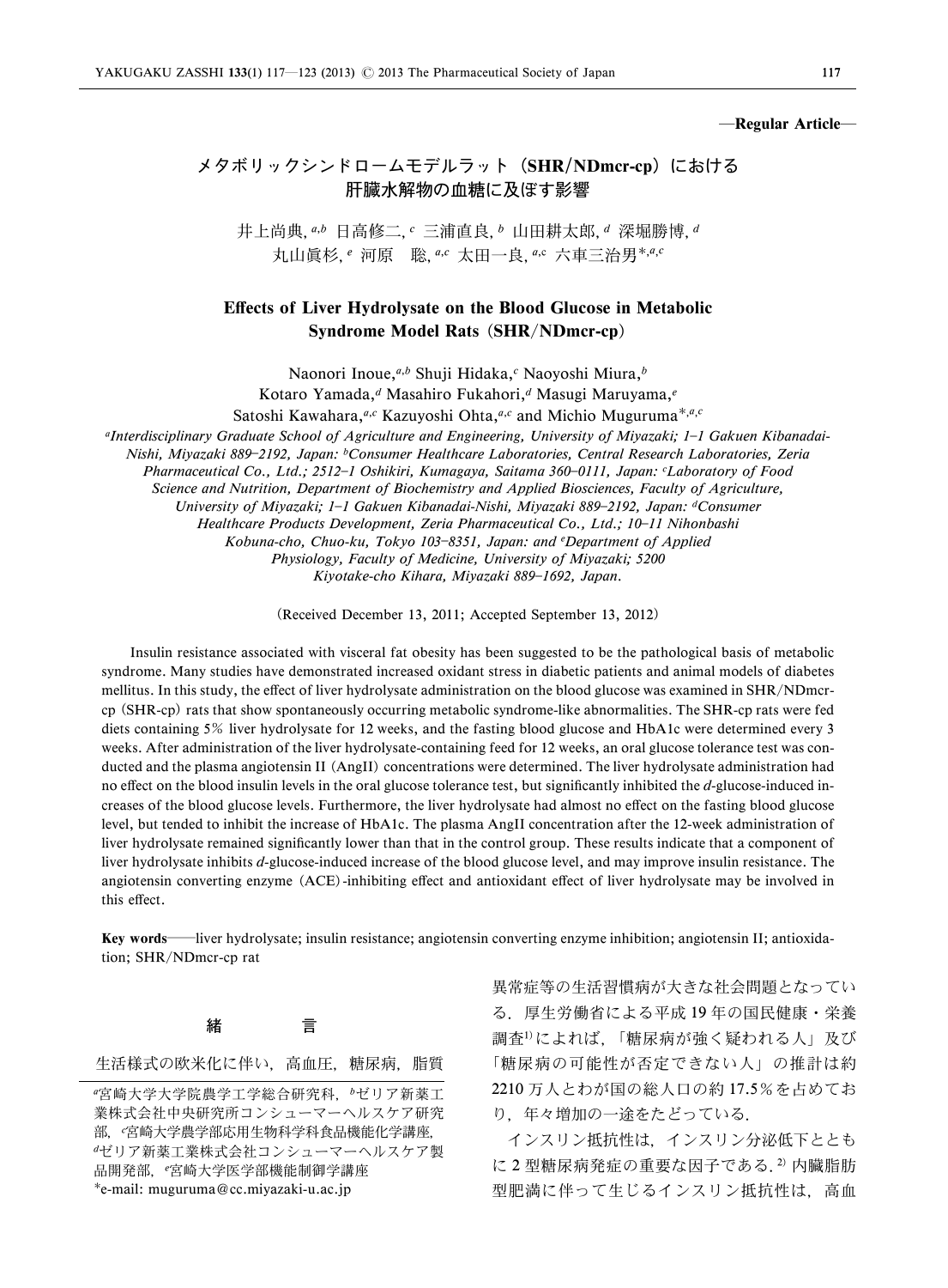—Regular Article—

# メタボリックシンドロームモデルラット (SHR/NDmcr-cp) における肝臓水解物の血糖に及ぼす影響

井上尚典,[a,b] 日高修二,[c] 三浦直良,[b] 山田耕太郎,[d] 深堀勝博,[d] 丸山眞杉,[e] 河原 聡,[a,c] 太田一良,[a,c] 六車三治男*[,a,c]

## Effects of Liver Hydrolysate on the Blood Glucose in Metabolic Syndrome Model Rats (SHR/NDmcr-cp)

Naonori Inoue,[a,b] Shuji Hidaka,[c] Naoyoshi Miura,[b] Kotaro Yamada,[d] Masahiro Fukahori,[d] Masugi Maruyama,[e] Satoshi Kawahara,[a,c] Kazuyoshi Ohta,[a,c] and Michio Muguruma*[,a,c]

*[a]Interdisciplinary Graduate School of Agriculture and Engineering, University of Miyazaki; 1–1 Gakuen Kibanadai-Nishi, Miyazaki 889–2192, Japan: [b]Consumer Healthcare Laboratories, Central Research Laboratories, Zeria Pharmaceutical Co., Ltd.; 2512–1 Oshikiri, Kumagaya, Saitama 360–0111, Japan: [c]Laboratory of Food Science and Nutrition, Department of Biochemistry and Applied Biosciences, Faculty of Agriculture, University of Miyazaki; 1–1 Gakuen Kibanadai-Nishi, Miyazaki 889–2192, Japan: [d]Consumer Healthcare Products Development, Zeria Pharmaceutical Co., Ltd.; 10–11 Nihonbashi Kobuna-cho, Chuo-ku, Tokyo 103–8351, Japan: and [e]Department of Applied Physiology, Faculty of Medicine, University of Miyazaki; 5200 Kiyotake-cho Kihara, Miyazaki 889–1692, Japan.*

(Received December 13, 2011; Accepted September 13, 2012)

Insulin resistance associated with visceral fat obesity has been suggested to be the pathological basis of metabolic syndrome. Many studies have demonstrated increased oxidant stress in diabetic patients and animal models of diabetes mellitus. In this study, the effect of liver hydrolysate administration on the blood glucose was examined in SHR/NDmcr-cp (SHR-cp) rats that show spontaneously occurring metabolic syndrome-like abnormalities. The SHR-cp rats were fed diets containing 5% liver hydrolysate for 12 weeks, and the fasting blood glucose and HbA1c were determined every 3 weeks. After administration of the liver hydrolysate-containing feed for 12 weeks, an oral glucose tolerance test was conducted and the plasma angiotensin II (AngII) concentrations were determined. The liver hydrolysate administration had no effect on the blood insulin levels in the oral glucose tolerance test, but significantly inhibited the *d*-glucose-induced increases of the blood glucose levels. Furthermore, the liver hydrolysate had almost no effect on the fasting blood glucose level, but tended to inhibit the increase of HbA1c. The plasma AngII concentration after the 12-week administration of liver hydrolysate remained significantly lower than that in the control group. These results indicate that a component of liver hydrolysate inhibits *d*-glucose-induced increase of the blood glucose level, and may improve insulin resistance. The angiotensin converting enzyme (ACE)-inhibiting effect and antioxidant effect of liver hydrolysate may be involved in this effect.

**Key words**——liver hydrolysate; insulin resistance; angiotensin converting enzyme inhibition; angiotensin II; antioxidation; SHR/NDmcr-cp rat

## 緒　　言

生活様式の欧米化に伴い，高血圧，糖尿病，脂質異常症等の生活習慣病が大きな社会問題となっている．厚生労働省による平成 19 年の国民健康・栄養調査[1]によれば，「糖尿病が強く疑われる人」及び「糖尿病の可能性が否定できない人」の推計は約 2210 万人とわが国の総人口の約 17.5% を占めており，年々増加の一途をたどっている．

インスリン抵抗性は，インスリン分泌低下とともに 2 型糖尿病発症の重要な因子である．[2] 内臓脂肪型肥満に伴って生じるインスリン抵抗性は，高血

---

[a]宮崎大学大学院農学工学総合研究科，[b]ゼリア新薬工業株式会社中央研究所コンシューマーヘルスケア研究部，[c]宮崎大学農学部応用生物科学科食品機能化学講座，[d]ゼリア新薬工業株式会社コンシューマーヘルスケア製品開発部，[e]宮崎大学医学部機能制御学講座
*e-mail: muguruma@cc.miyazaki-u.ac.jp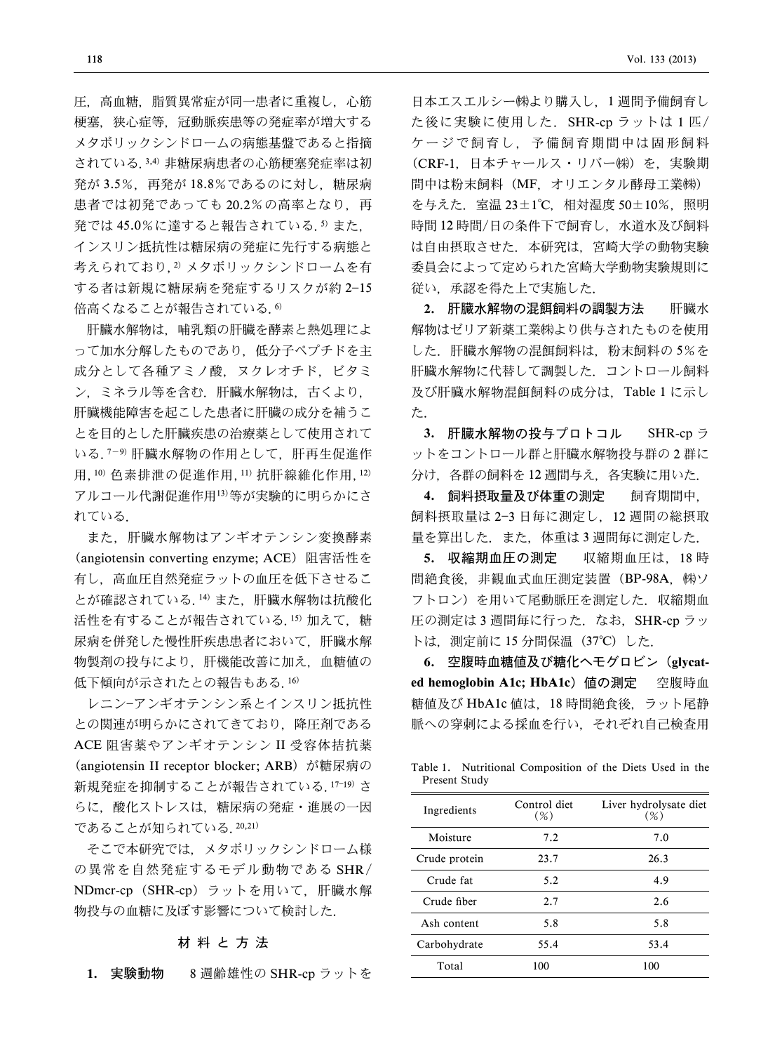圧，高血糖，脂質異常症が同一患者に重複し，心筋梗塞，狭心症等，冠動脈疾患等の発症率が増大するメタボリックシンドロームの病態基盤であると指摘されている.[3,4] 非糖尿病患者の心筋梗塞発症率は初発が3.5%，再発が18.8%であるのに対し，糖尿病患者では初発であっても20.2%の高率となり，再発では45.0%に達すると報告されている.[5] また，インスリン抵抗性は糖尿病の発症に先行する病態と考えられており,[2] メタボリックシンドロームを有する者は新規に糖尿病を発症するリスクが約2–15倍高くなることが報告されている.[6]

肝臓水解物は，哺乳類の肝臓を酵素と熱処理によって加水分解したものであり，低分子ペプチドを主成分として各種アミノ酸，ヌクレオチド，ビタミン，ミネラル等を含む．肝臓水解物は，古くより，肝臓機能障害を起こした患者に肝臓の成分を補うことを目的とした肝臓疾患の治療薬として使用されている.[7–9] 肝臓水解物の作用として，肝再生促進作用,[10] 色素排泄の促進作用,[11] 抗肝線維化作用,[12] アルコール代謝促進作用[13]等が実験的に明らかにされている.

また，肝臓水解物はアンギオテンシン変換酵素（angiotensin converting enzyme; ACE）阻害活性を有し，高血圧自然発症ラットの血圧を低下させることが確認されている.[14] また，肝臓水解物は抗酸化活性を有することが報告されている.[15] 加えて，糖尿病を併発した慢性肝疾患患者において，肝臓水解物製剤の投与により，肝機能改善に加え，血糖値の低下傾向が示されたとの報告もある.[16]

レニン–アンギオテンシン系とインスリン抵抗性との関連が明らかにされてきており，降圧剤であるACE阻害薬やアンギオテンシンII受容体拮抗薬（angiotensin II receptor blocker; ARB）が糖尿病の新規発症を抑制することが報告されている.[17–19] さらに，酸化ストレスは，糖尿病の発症・進展の一因であることが知られている.[20,21]

そこで本研究では，メタボリックシンドローム様の異常を自然発症するモデル動物であるSHR/NDmcr-cp（SHR-cp）ラットを用いて，肝臓水解物投与の血糖に及ぼす影響について検討した.

## 材料と方法

**1. 実験動物**　8週齢雄性のSHR-cpラットを日本エスエルシー㈱より購入し，1週間予備飼育した後に実験に使用した．SHR-cpラットは1匹/ケージで飼育し，予備飼育期間中は固形飼料（CRF-1，日本チャールス・リバー㈱）を，実験期間中は粉末飼料（MF，オリエンタル酵母工業㈱）を与えた．室温23±1℃，相対湿度50±10%，照明時間12時間/日の条件下で飼育し，水道水及び飼料は自由摂取させた．本研究は，宮崎大学の動物実験委員会によって定められた宮崎大学動物実験規則に従い，承認を得た上で実施した.

**2. 肝臓水解物の混餌飼料の調製方法**　肝臓水解物はゼリア新薬工業㈱より供与されたものを使用した．肝臓水解物の混餌飼料は，粉末飼料の5%を肝臓水解物に代替して調製した．コントロール飼料及び肝臓水解物混餌飼料の成分は，Table 1に示した.

**3. 肝臓水解物の投与プロトコル**　SHR-cpラットをコントロール群と肝臓水解物投与群の2群に分け，各群の飼料を12週間与え，各実験に用いた.

**4. 飼料摂取量及び体重の測定**　飼育期間中，飼料摂取量は2–3日毎に測定し，12週間の総摂取量を算出した．また，体重は3週間毎に測定した.

**5. 収縮期血圧の測定**　収縮期血圧は，18時間絶食後，非観血式血圧測定装置（BP-98A，㈱ソフトロン）を用いて尾動脈圧を測定した．収縮期血圧の測定は3週間毎に行った．なお，SHR-cpラットは，測定前に15分間保温（37℃）した.

**6. 空腹時血糖値及び糖化ヘモグロビン（glycated hemoglobin A1c; HbA1c）値の測定**　空腹時血糖値及びHbA1c値は，18時間絶食後，ラット尾静脈への穿刺による採血を行い，それぞれ自己検査用

Table 1. Nutritional Composition of the Diets Used in the Present Study

| Ingredients | Control diet (%) | Liver hydrolysate diet (%) |
|---|---|---|
| Moisture | 7.2 | 7.0 |
| Crude protein | 23.7 | 26.3 |
| Crude fat | 5.2 | 4.9 |
| Crude fiber | 2.7 | 2.6 |
| Ash content | 5.8 | 5.8 |
| Carbohydrate | 55.4 | 53.4 |
| Total | 100 | 100 |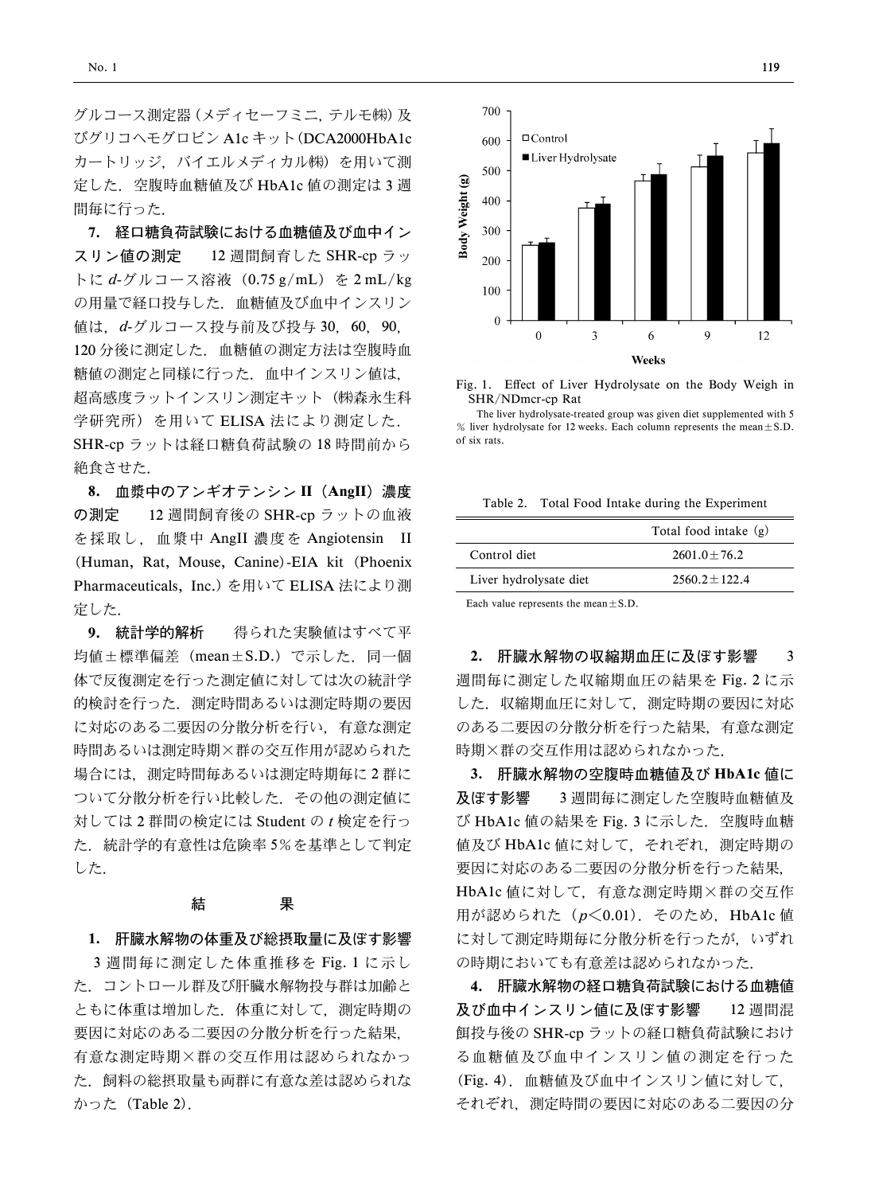グルコース測定器（メディセーフミニ，テルモ㈱）及びグリコヘモグロビン A1c キット（DCA2000HbA1c カートリッジ，バイエルメディカル㈱）を用いて測定した．空腹時血糖値及び HbA1c 値の測定は 3 週間毎に行った．

**7. 経口糖負荷試験における血糖値及び血中インスリン値の測定**　12 週間飼育した SHR-cp ラットに *d*-グルコース溶液（0.75 g/mL）を 2 mL/kg の用量で経口投与した．血糖値及び血中インスリン値は，*d*-グルコース投与前及び投与 30，60，90，120 分後に測定した．血糖値の測定方法は空腹時血糖値の測定と同様に行った．血中インスリン値は，超高感度ラットインスリン測定キット（㈱森永生科学研究所）を用いて ELISA 法により測定した．SHR-cp ラットは経口糖負荷試験の 18 時間前から絶食させた．

**8. 血漿中のアンギオテンシン II（AngII）濃度の測定**　12 週間飼育後の SHR-cp ラットの血液を採取し，血漿中 AngII 濃度を Angiotensin II (Human, Rat, Mouse, Canine)-EIA kit (Phoenix Pharmaceuticals, Inc.) を用いて ELISA 法により測定した．

**9. 統計学的解析**　得られた実験値はすべて平均値±標準偏差（mean±S.D.）で示した．同一個体で反復測定を行った測定値に対しては次の統計学的検討を行った．測定時間あるいは測定時期の要因に対応のある二要因の分散分析を行い，有意な測定時間あるいは測定時期×群の交互作用が認められた場合には，測定時間毎あるいは測定時期毎に 2 群について分散分析を行い比較した．その他の測定値に対しては 2 群間の検定には Student の *t* 検定を行った．統計学的有意性は危険率 5% を基準として判定した．

## 結　　果

**1. 肝臓水解物の体重及び総摂取量に及ぼす影響**　3 週間毎に測定した体重推移を Fig. 1 に示した．コントロール群及び肝臓水解物投与群は加齢とともに体重は増加した．体重に対して，測定時期の要因に対応のある二要因の分散分析を行った結果，有意な測定時期×群の交互作用は認められなかった．飼料の総摂取量も両群に有意な差は認められなかった（Table 2）．

Fig. 1. Effect of Liver Hydrolysate on the Body Weigh in SHR/NDmcr-cp Rat

The liver hydrolysate-treated group was given diet supplemented with 5 % liver hydrolysate for 12 weeks. Each column represents the mean±S.D. of six rats.

Table 2. Total Food Intake during the Experiment

| | Total food intake (g) |
|---|---|
| Control diet | 2601.0±76.2 |
| Liver hydrolysate diet | 2560.2±122.4 |

Each value represents the mean±S.D.

**2. 肝臓水解物の収縮期血圧に及ぼす影響**　3 週間毎に測定した収縮期血圧の結果を Fig. 2 に示した．収縮期血圧に対して，測定時期の要因に対応のある二要因の分散分析を行った結果，有意な測定時期×群の交互作用は認められなかった．

**3. 肝臓水解物の空腹時血糖値及び HbA1c 値に及ぼす影響**　3 週間毎に測定した空腹時血糖値及び HbA1c 値の結果を Fig. 3 に示した．空腹時血糖値及び HbA1c 値に対して，それぞれ，測定時期の要因に対応のある二要因の分散分析を行った結果，HbA1c 値に対して，有意な測定時期×群の交互作用が認められた（$p<0.01$）．そのため，HbA1c 値に対して測定時期毎に分散分析を行ったが，いずれの時期においても有意差は認められなかった．

**4. 肝臓水解物の経口糖負荷試験における血糖値及び血中インスリン値に及ぼす影響**　12 週間混餌投与後の SHR-cp ラットの経口糖負荷試験における血糖値及び血中インスリン値の測定を行った（Fig. 4）．血糖値及び血中インスリン値に対して，それぞれ，測定時間の要因に対応のある二要因の分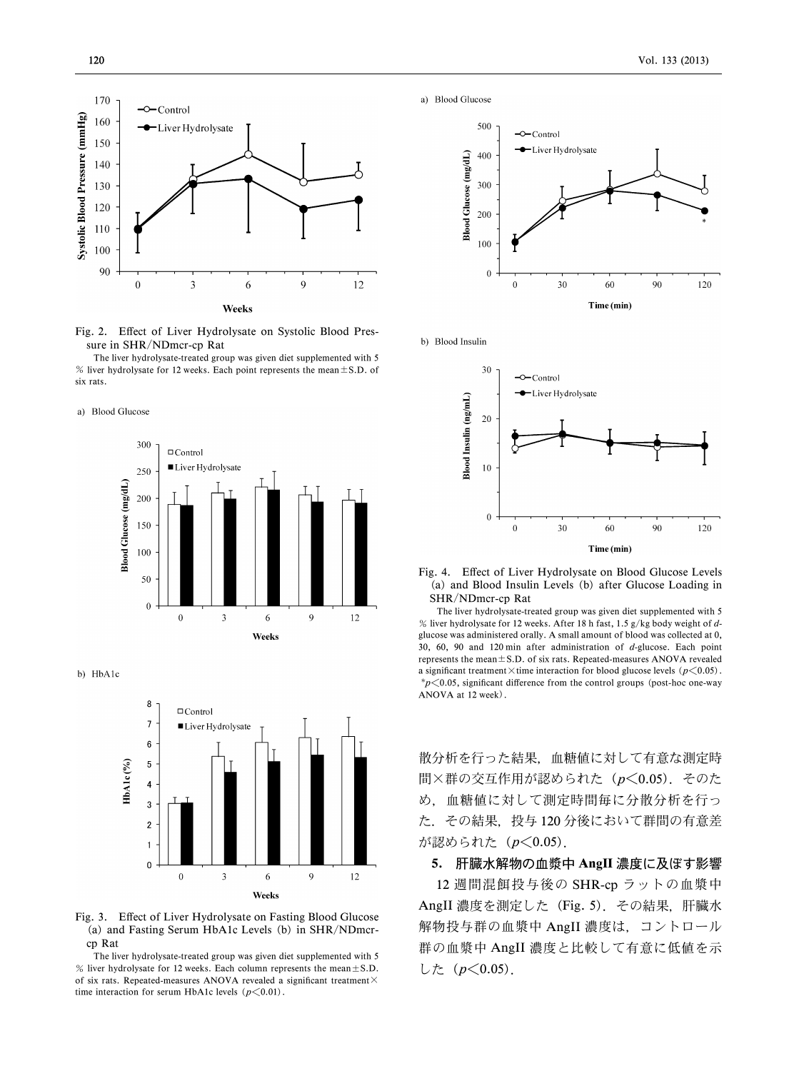Fig. 2. Effect of Liver Hydrolysate on Systolic Blood Pressure in SHR/NDmcr-cp Rat

The liver hydrolysate-treated group was given diet supplemented with 5 % liver hydrolysate for 12 weeks. Each point represents the mean±S.D. of six rats.

Fig. 3. Effect of Liver Hydrolysate on Fasting Blood Glucose (a) and Fasting Serum HbA1c Levels (b) in SHR/NDmcr-cp Rat

The liver hydrolysate-treated group was given diet supplemented with 5 % liver hydrolysate for 12 weeks. Each column represents the mean±S.D. of six rats. Repeated-measures ANOVA revealed a significant treatment× time interaction for serum HbA1c levels ($p<0.01$).

Fig. 4. Effect of Liver Hydrolysate on Blood Glucose Levels (a) and Blood Insulin Levels (b) after Glucose Loading in SHR/NDmcr-cp Rat

The liver hydrolysate-treated group was given diet supplemented with 5 % liver hydrolysate for 12 weeks. After 18 h fast, 1.5 g/kg body weight of *d*-glucose was administered orally. A small amount of blood was collected at 0, 30, 60, 90 and 120 min after administration of *d*-glucose. Each point represents the mean±S.D. of six rats. Repeated-measures ANOVA revealed a significant treatment×time interaction for blood glucose levels ($p<0.05$). *$p<0.05$, significant difference from the control groups (post-hoc one-way ANOVA at 12 week).

散分析を行った結果，血糖値に対して有意な測定時間×群の交互作用が認められた（$p<0.05$）．そのため，血糖値に対して測定時間毎に分散分析を行った．その結果，投与120分後において群間の有意差が認められた（$p<0.05$）．

**5. 肝臓水解物の血漿中 AngII 濃度に及ぼす影響**

12週間混餌投与後の SHR-cp ラットの血漿中 AngII 濃度を測定した（Fig. 5）．その結果，肝臓水解物投与群の血漿中 AngII 濃度は，コントロール群の血漿中 AngII 濃度と比較して有意に低値を示した（$p<0.05$）．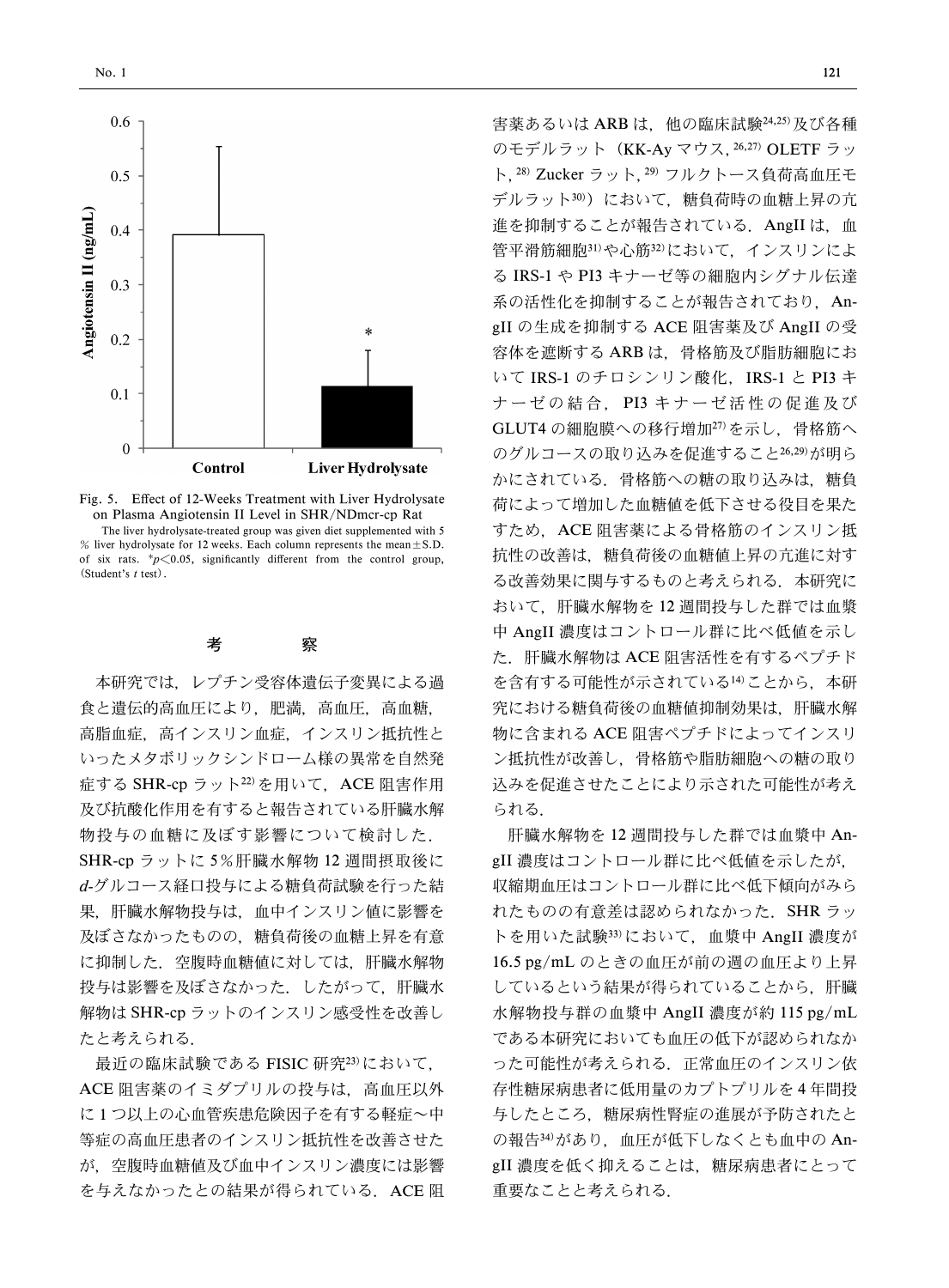Fig. 5. Effect of 12-Weeks Treatment with Liver Hydrolysate on Plasma Angiotensin II Level in SHR/NDmcr-cp Rat

The liver hydrolysate-treated group was given diet supplemented with 5 % liver hydrolysate for 12 weeks. Each column represents the mean±S.D. of six rats. *$p<0.05$, significantly different from the control group, (Student's $t$ test).

## 考　　察

本研究では，レプチン受容体遺伝子変異による過食と遺伝的高血圧により，肥満，高血圧，高血糖，高脂血症，高インスリン血症，インスリン抵抗性といったメタボリックシンドローム様の異常を自然発症する SHR-cp ラット[22]を用いて，ACE 阻害作用及び抗酸化作用を有すると報告されている肝臓水解物投与の血糖に及ぼす影響について検討した．SHR-cp ラットに 5％肝臓水解物 12 週間摂取後に *d*-グルコース経口投与による糖負荷試験を行った結果，肝臓水解物投与は，血中インスリン値に影響を及ぼさなかったものの，糖負荷後の血糖上昇を有意に抑制した．空腹時血糖値に対しては，肝臓水解物投与は影響を及ぼさなかった．したがって，肝臓水解物は SHR-cp ラットのインスリン感受性を改善したと考えられる．

最近の臨床試験である FISIC 研究[23]において，ACE 阻害薬のイミダプリルの投与は，高血圧以外に 1 つ以上の心血管疾患危険因子を有する軽症～中等症の高血圧患者のインスリン抵抗性を改善させたが，空腹時血糖値及び血中インスリン濃度には影響を与えなかったとの結果が得られている．ACE 阻害薬あるいは ARB は，他の臨床試験[24,25]及び各種のモデルラット（KK-Ay マウス，[26,27] OLETF ラット，[28] Zucker ラット，[29] フルクトース負荷高血圧モデルラット[30]）において，糖負荷時の血糖上昇の亢進を抑制することが報告されている．AngII は，血管平滑筋細胞[31]や心筋[32]において，インスリンによる IRS-1 や PI3 キナーゼ等の細胞内シグナル伝達系の活性化を抑制することが報告されており，AngII の生成を抑制する ACE 阻害薬及び AngII の受容体を遮断する ARB は，骨格筋及び脂肪細胞において IRS-1 のチロシンリン酸化，IRS-1 と PI3 キナーゼの結合，PI3 キナーゼ活性の促進及び GLUT4 の細胞膜への移行増加[27]を示し，骨格筋へのグルコースの取り込みを促進すること[26,29]が明らかにされている．骨格筋への糖の取り込みは，糖負荷によって増加した血糖値を低下させる役目を果たすため，ACE 阻害薬による骨格筋のインスリン抵抗性の改善は，糖負荷後の血糖値上昇の亢進に対する改善効果に関与するものと考えられる．本研究において，肝臓水解物を 12 週間投与した群では血漿中 AngII 濃度はコントロール群に比べ低値を示した．肝臓水解物は ACE 阻害活性を有するペプチドを含有する可能性が示されている[14]ことから，本研究における糖負荷後の血糖値抑制効果は，肝臓水解物に含まれる ACE 阻害ペプチドによってインスリン抵抗性が改善し，骨格筋や脂肪細胞への糖の取り込みを促進させたことにより示された可能性が考えられる．

肝臓水解物を 12 週間投与した群では血漿中 AngII 濃度はコントロール群に比べ低値を示したが，収縮期血圧はコントロール群に比べ低下傾向がみられたものの有意差は認められなかった．SHR ラットを用いた試験[33]において，血漿中 AngII 濃度が 16.5 pg/mL のときの血圧が前の週の血圧より上昇しているという結果が得られていることから，肝臓水解物投与群の血漿中 AngII 濃度が約 115 pg/mL である本研究においても血圧の低下が認められなかった可能性が考えられる．正常血圧のインスリン依存性糖尿病患者に低用量のカプトプリルを 4 年間投与したところ，糖尿病性腎症の進展が予防されたとの報告[34]があり，血圧が低下しなくとも血中の AngII 濃度を低く抑えることは，糖尿病患者にとって重要なことと考えられる．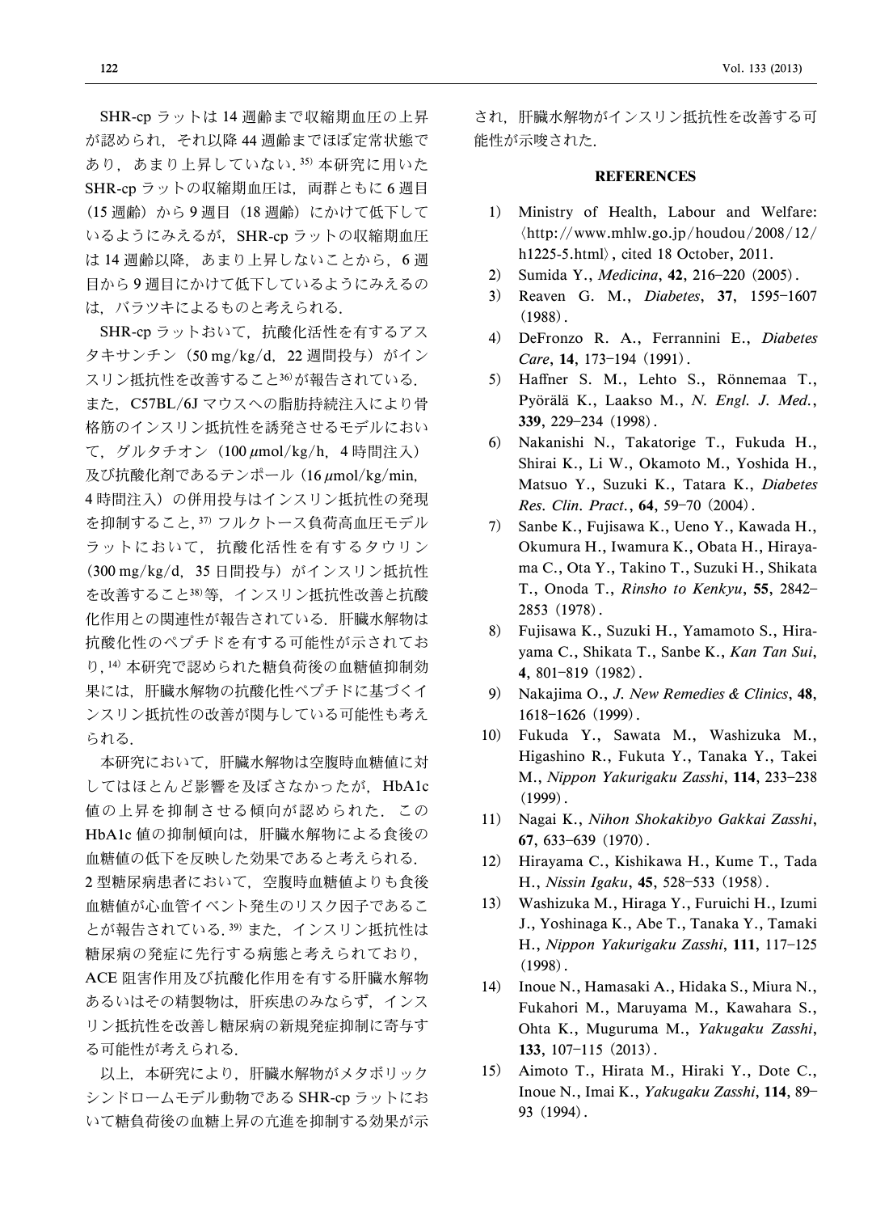SHR-cp ラットは 14 週齢まで収縮期血圧の上昇が認められ，それ以降 44 週齢までほぼ定常状態であり，あまり上昇していない.[35] 本研究に用いた SHR-cp ラットの収縮期血圧は，両群ともに 6 週目（15 週齢）から 9 週目（18 週齢）にかけて低下しているようにみえるが，SHR-cp ラットの収縮期血圧は 14 週齢以降，あまり上昇しないことから，6 週目から 9 週目にかけて低下しているようにみえるのは，バラツキによるものと考えられる.

SHR-cp ラットおいて，抗酸化活性を有するアスタキサンチン（50 mg/kg/d，22 週間投与）がインスリン抵抗性を改善すること[36]が報告されている．また，C57BL/6J マウスへの脂肪持続注入により骨格筋のインスリン抵抗性を誘発させるモデルにおいて，グルタチオン（100 $\mu$mol/kg/h，4 時間注入）及び抗酸化剤であるテンポール（16 $\mu$mol/kg/min, 4 時間注入）の併用投与はインスリン抵抗性の発現を抑制すること,[37] フルクトース負荷高血圧モデルラットにおいて，抗酸化活性を有するタウリン（300 mg/kg/d，35 日間投与）がインスリン抵抗性を改善すること[38]等，インスリン抵抗性改善と抗酸化作用との関連性が報告されている．肝臓水解物は抗酸化性のペプチドを有する可能性が示されており,[14] 本研究で認められた糖負荷後の血糖値抑制効果には，肝臓水解物の抗酸化性ペプチドに基づくインスリン抵抗性の改善が関与している可能性も考えられる.

本研究において，肝臓水解物は空腹時血糖値に対してはほとんど影響を及ぼさなかったが，HbA1c 値の上昇を抑制させる傾向が認められた．この HbA1c 値の抑制傾向は，肝臓水解物による食後の血糖値の低下を反映した効果であると考えられる．2 型糖尿病患者において，空腹時血糖値よりも食後血糖値が心血管イベント発生のリスク因子であることが報告されている.[39] また，インスリン抵抗性は糖尿病の発症に先行する病態と考えられており，ACE 阻害作用及び抗酸化作用を有する肝臓水解物あるいはその精製物は，肝疾患のみならず，インスリン抵抗性を改善し糖尿病の新規発症抑制に寄与する可能性が考えられる.

以上，本研究により，肝臓水解物がメタボリックシンドロームモデル動物である SHR-cp ラットにおいて糖負荷後の血糖上昇の亢進を抑制する効果が示され，肝臓水解物がインスリン抵抗性を改善する可能性が示唆された.

## REFERENCES

1) Ministry of Health, Labour and Welfare: ⟨http://www.mhlw.go.jp/houdou/2008/12/h1225-5.html⟩, cited 18 October, 2011.
2) Sumida Y., *Medicina*, **42**, 216–220 (2005).
3) Reaven G. M., *Diabetes*, **37**, 1595–1607 (1988).
4) DeFronzo R. A., Ferrannini E., *Diabetes Care*, **14**, 173–194 (1991).
5) Haffner S. M., Lehto S., Rönnemaa T., Pyörälä K., Laakso M., *N. Engl. J. Med.*, **339**, 229–234 (1998).
6) Nakanishi N., Takatorige T., Fukuda H., Shirai K., Li W., Okamoto M., Yoshida H., Matsuo Y., Suzuki K., Tatara K., *Diabetes Res. Clin. Pract.*, **64**, 59–70 (2004).
7) Sanbe K., Fujisawa K., Ueno Y., Kawada H., Okumura H., Iwamura K., Obata H., Hirayama C., Ota Y., Takino T., Suzuki H., Shikata T., Onoda T., *Rinsho to Kenkyu*, **55**, 2842–2853 (1978).
8) Fujisawa K., Suzuki H., Yamamoto S., Hirayama C., Shikata T., Sanbe K., *Kan Tan Sui*, **4**, 801–819 (1982).
9) Nakajima O., *J. New Remedies & Clinics*, **48**, 1618–1626 (1999).
10) Fukuda Y., Sawata M., Washizuka M., Higashino R., Fukuta Y., Tanaka Y., Takei M., *Nippon Yakurigaku Zasshi*, **114**, 233–238 (1999).
11) Nagai K., *Nihon Shokakibyo Gakkai Zasshi*, **67**, 633–639 (1970).
12) Hirayama C., Kishikawa H., Kume T., Tada H., *Nissin Igaku*, **45**, 528–533 (1958).
13) Washizuka M., Hiraga Y., Furuichi H., Izumi J., Yoshinaga K., Abe T., Tanaka Y., Tamaki H., *Nippon Yakurigaku Zasshi*, **111**, 117–125 (1998).
14) Inoue N., Hamasaki A., Hidaka S., Miura N., Fukahori M., Maruyama M., Kawahara S., Ohta K., Muguruma M., *Yakugaku Zasshi*, **133**, 107–115 (2013).
15) Aimoto T., Hirata M., Hiraki Y., Dote C., Inoue N., Imai K., *Yakugaku Zasshi*, **114**, 89–93 (1994).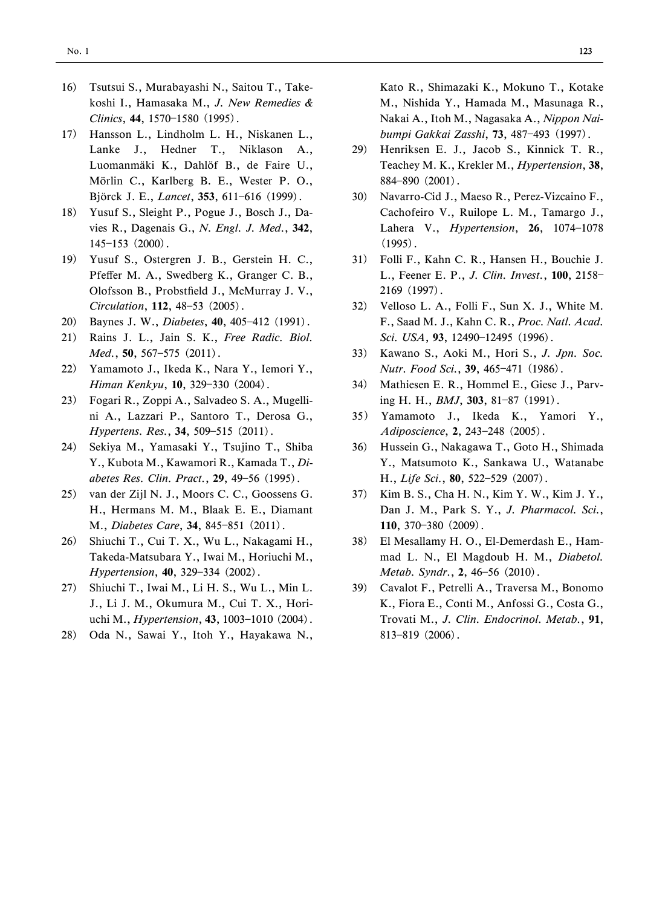16) Tsutsui S., Murabayashi N., Saitou T., Takekoshi I., Hamasaka M., *J. New Remedies & Clinics*, **44**, 1570–1580 (1995).

17) Hansson L., Lindholm L. H., Niskanen L., Lanke J., Hedner T., Niklason A., Luomanmäki K., Dahlöf B., de Faire U., Mörlin C., Karlberg B. E., Wester P. O., Björck J. E., *Lancet*, **353**, 611–616 (1999).

18) Yusuf S., Sleight P., Pogue J., Bosch J., Davies R., Dagenais G., *N. Engl. J. Med.*, **342**, 145–153 (2000).

19) Yusuf S., Ostergren J. B., Gerstein H. C., Pfeffer M. A., Swedberg K., Granger C. B., Olofsson B., Probstfield J., McMurray J. V., *Circulation*, **112**, 48–53 (2005).

20) Baynes J. W., *Diabetes*, **40**, 405–412 (1991).

21) Rains J. L., Jain S. K., *Free Radic. Biol. Med.*, **50**, 567–575 (2011).

22) Yamamoto J., Ikeda K., Nara Y., Iemori Y., *Himan Kenkyu*, **10**, 329–330 (2004).

23) Fogari R., Zoppi A., Salvadeo S. A., Mugellini A., Lazzari P., Santoro T., Derosa G., *Hypertens. Res.*, **34**, 509–515 (2011).

24) Sekiya M., Yamasaki Y., Tsujino T., Shiba Y., Kubota M., Kawamori R., Kamada T., *Diabetes Res. Clin. Pract.*, **29**, 49–56 (1995).

25) van der Zijl N. J., Moors C. C., Goossens G. H., Hermans M. M., Blaak E. E., Diamant M., *Diabetes Care*, **34**, 845–851 (2011).

26) Shiuchi T., Cui T. X., Wu L., Nakagami H., Takeda-Matsubara Y., Iwai M., Horiuchi M., *Hypertension*, **40**, 329–334 (2002).

27) Shiuchi T., Iwai M., Li H. S., Wu L., Min L. J., Li J. M., Okumura M., Cui T. X., Horiuchi M., *Hypertension*, **43**, 1003–1010 (2004).

28) Oda N., Sawai Y., Itoh Y., Hayakawa N., Kato R., Shimazaki K., Mokuno T., Kotake M., Nishida Y., Hamada M., Masunaga R., Nakai A., Itoh M., Nagasaka A., *Nippon Naibumpi Gakkai Zasshi*, **73**, 487–493 (1997).

29) Henriksen E. J., Jacob S., Kinnick T. R., Teachey M. K., Krekler M., *Hypertension*, **38**, 884–890 (2001).

30) Navarro-Cid J., Maeso R., Perez-Vizcaino F., Cachofeiro V., Ruilope L. M., Tamargo J., Lahera V., *Hypertension*, **26**, 1074–1078 (1995).

31) Folli F., Kahn C. R., Hansen H., Bouchie J. L., Feener E. P., *J. Clin. Invest.*, **100**, 2158–2169 (1997).

32) Velloso L. A., Folli F., Sun X. J., White M. F., Saad M. J., Kahn C. R., *Proc. Natl. Acad. Sci. USA*, **93**, 12490–12495 (1996).

33) Kawano S., Aoki M., Hori S., *J. Jpn. Soc. Nutr. Food Sci.*, **39**, 465–471 (1986).

34) Mathiesen E. R., Hommel E., Giese J., Parving H. H., *BMJ*, **303**, 81–87 (1991).

35) Yamamoto J., Ikeda K., Yamori Y., *Adiposcience*, **2**, 243–248 (2005).

36) Hussein G., Nakagawa T., Goto H., Shimada Y., Matsumoto K., Sankawa U., Watanabe H., *Life Sci.*, **80**, 522–529 (2007).

37) Kim B. S., Cha H. N., Kim Y. W., Kim J. Y., Dan J. M., Park S. Y., *J. Pharmacol. Sci.*, **110**, 370–380 (2009).

38) El Mesallamy H. O., El-Demerdash E., Hammad L. N., El Magdoub H. M., *Diabetol. Metab. Syndr.*, **2**, 46–56 (2010).

39) Cavalot F., Petrelli A., Traversa M., Bonomo K., Fiora E., Conti M., Anfossi G., Costa G., Trovati M., *J. Clin. Endocrinol. Metab.*, **91**, 813–819 (2006).